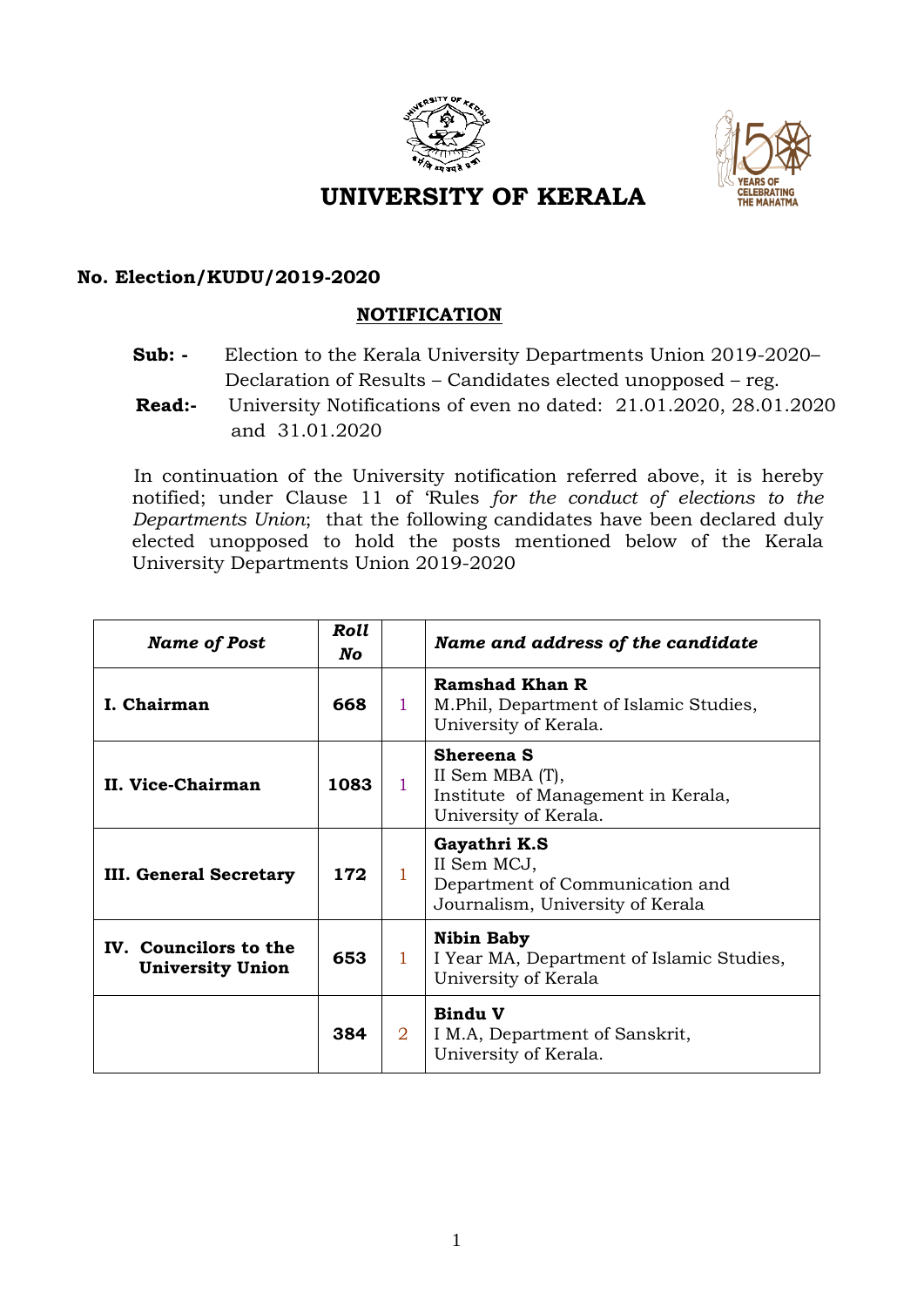# UNIVERSITY OF KERALA

**No. Election/KUDU/2019-2020**

## NOTIFICATION

**Sub: -** Election to the Kerala University Departments Union 2019-2020– Declaration of Results – Candidates elected unopposed – reg.

**Read:-** University Notifications of even no dated: 21.01.2020, 28.01.2020 and 31.01.2020

In continuation of the University notification referred above, it is hereby notified; under Clause 11 of 'Rules *for the conduct of elections to the Departments Union*; that the following candidates have been declared duly elected unopposed to hold the posts mentioned below of the Kerala University Departments Union 2019-2020

| *Name of Post* | *Roll No* | | *Name and address of the candidate* |
|---|---|---|---|
| **I. Chairman** | **668** | 1 | **Ramshad Khan R**<br>M.Phil, Department of Islamic Studies, University of Kerala. |
| **II. Vice-Chairman** | **1083** | 1 | **Shereena S**<br>II Sem MBA (T), Institute of Management in Kerala, University of Kerala. |
| **III. General Secretary** | **172** | 1 | **Gayathri K.S**<br>II Sem MCJ, Department of Communication and Journalism, University of Kerala |
| **IV. Councilors to the University Union** | **653** | 1 | **Nibin Baby**<br>I Year MA, Department of Islamic Studies, University of Kerala |
| | **384** | 2 | **Bindu V**<br>I M.A, Department of Sanskrit, University of Kerala. |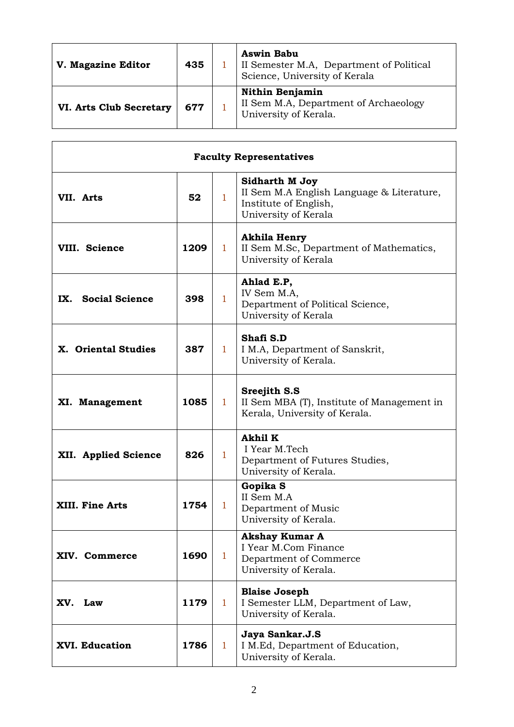| | | | |
|---|---|---|---|
| **V. Magazine Editor** | **435** | 1 | **Aswin Babu**<br>II Semester M.A, Department of Political Science, University of Kerala |
| **VI. Arts Club Secretary** | **677** | 1 | **Nithin Benjamin**<br>II Sem M.A, Department of Archaeology University of Kerala. |

| **Faculty Representatives** | | | |
|---|---|---|---|
| **VII. Arts** | **52** | 1 | **Sidharth M Joy**<br>II Sem M.A English Language & Literature, Institute of English, University of Kerala |
| **VIII. Science** | **1209** | 1 | **Akhila Henry**<br>II Sem M.Sc, Department of Mathematics, University of Kerala |
| **IX. Social Science** | **398** | 1 | **Ahlad E.P,**<br>IV Sem M.A, Department of Political Science, University of Kerala |
| **X. Oriental Studies** | **387** | 1 | **Shafi S.D**<br>I M.A, Department of Sanskrit, University of Kerala. |
| **XI. Management** | **1085** | 1 | **Sreejith S.S**<br>II Sem MBA (T), Institute of Management in Kerala, University of Kerala. |
| **XII. Applied Science** | **826** | 1 | **Akhil K**<br>I Year M.Tech Department of Futures Studies, University of Kerala. |
| **XIII. Fine Arts** | **1754** | 1 | **Gopika S**<br>II Sem M.A Department of Music University of Kerala. |
| **XIV. Commerce** | **1690** | 1 | **Akshay Kumar A**<br>I Year M.Com Finance Department of Commerce University of Kerala. |
| **XV. Law** | **1179** | 1 | **Blaise Joseph**<br>I Semester LLM, Department of Law, University of Kerala. |
| **XVI. Education** | **1786** | 1 | **Jaya Sankar.J.S**<br>I M.Ed, Department of Education, University of Kerala. |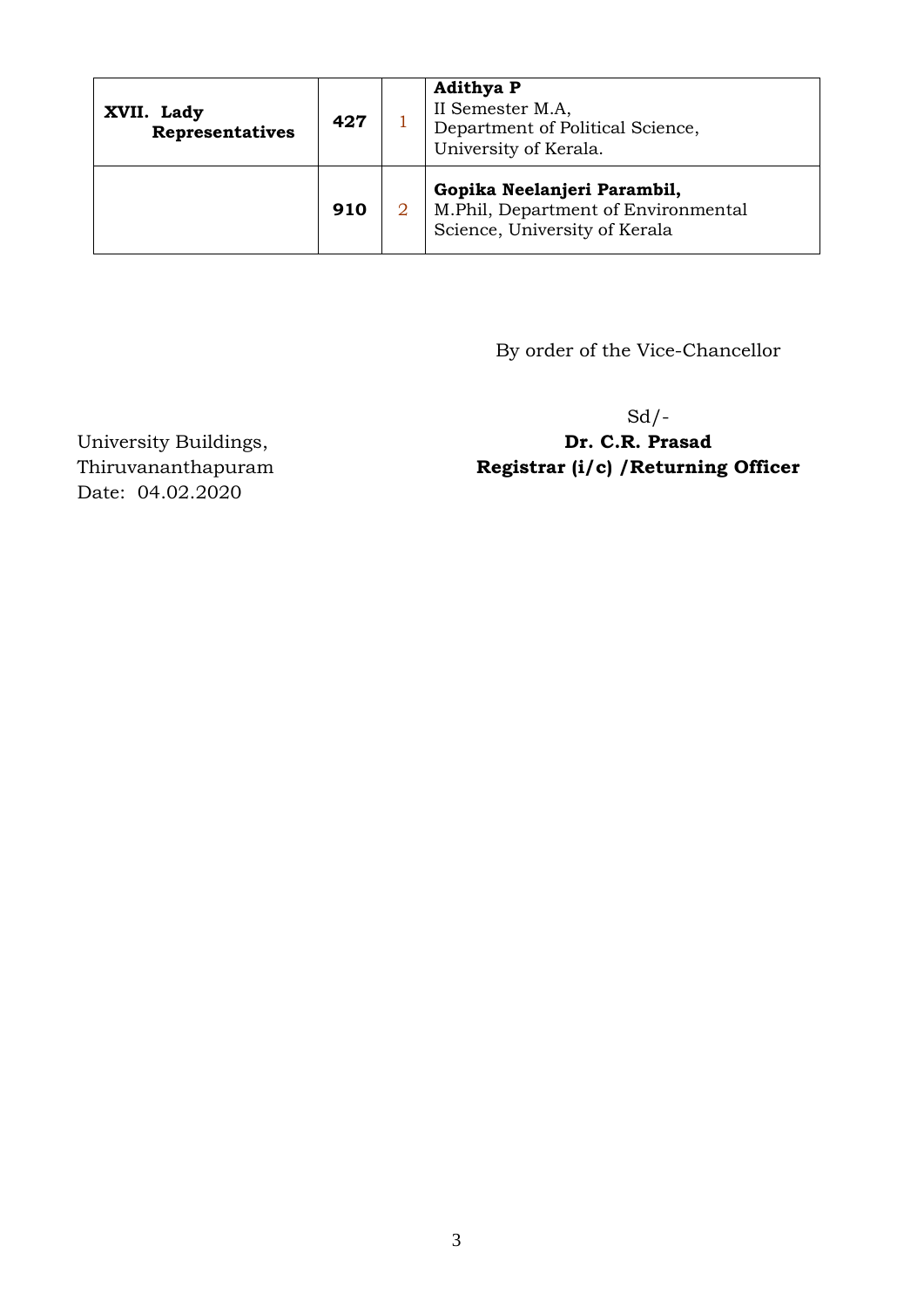| | | | |
|---|---|---|---|
| **XVII. Lady Representatives** | **427** | 1 | **Adithya P**<br>II Semester M.A,<br>Department of Political Science,<br>University of Kerala. |
| | **910** | 2 | **Gopika Neelanjeri Parambil,**<br>M.Phil, Department of Environmental Science, University of Kerala |

By order of the Vice-Chancellor

Sd/-
**Dr. C.R. Prasad**
**Registrar (i/c) /Returning Officer**

University Buildings,
Thiruvananthapuram
Date: 04.02.2020